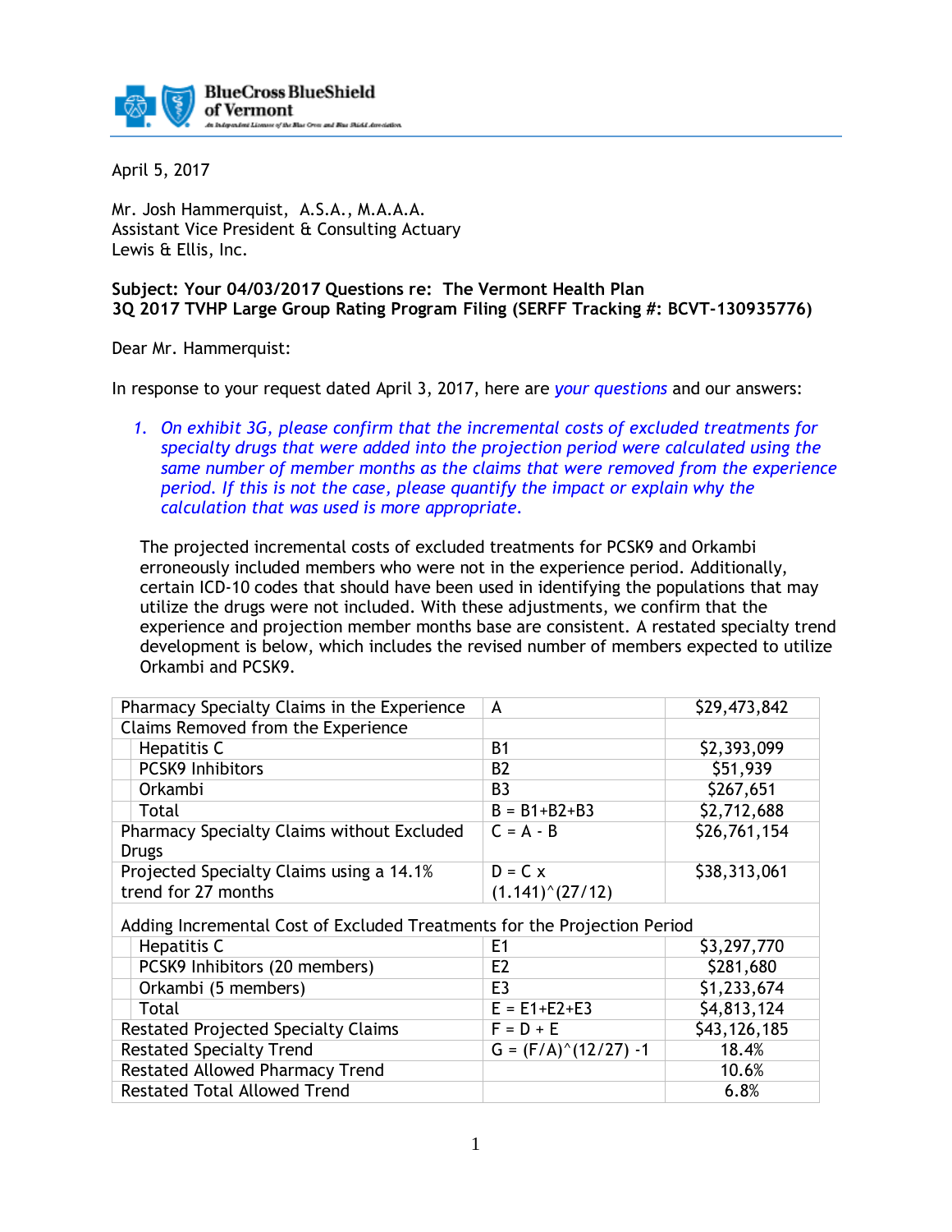April 5, 2017

Mr. Josh Hammerquist, A.S.A., M.A.A.A.
Assistant Vice President & Consulting Actuary
Lewis & Ellis, Inc.

**Subject: Your 04/03/2017 Questions re: The Vermont Health Plan**
**3Q 2017 TVHP Large Group Rating Program Filing (SERFF Tracking #: BCVT-130935776)**

Dear Mr. Hammerquist:

In response to your request dated April 3, 2017, here are *your questions* and our answers:

1. *On exhibit 3G, please confirm that the incremental costs of excluded treatments for specialty drugs that were added into the projection period were calculated using the same number of member months as the claims that were removed from the experience period. If this is not the case, please quantify the impact or explain why the calculation that was used is more appropriate.*

   The projected incremental costs of excluded treatments for PCSK9 and Orkambi erroneously included members who were not in the experience period. Additionally, certain ICD-10 codes that should have been used in identifying the populations that may utilize the drugs were not included. With these adjustments, we confirm that the experience and projection member months base are consistent. A restated specialty trend development is below, which includes the revised number of members expected to utilize Orkambi and PCSK9.

| Item | Formula | Amount |
|---|---|---|
| Pharmacy Specialty Claims in the Experience | A | $29,473,842 |
| Claims Removed from the Experience | | |
| Hepatitis C | B1 | $2,393,099 |
| PCSK9 Inhibitors | B2 | $51,939 |
| Orkambi | B3 | $267,651 |
| Total | B = B1+B2+B3 | $2,712,688 |
| Pharmacy Specialty Claims without Excluded Drugs | C = A - B | $26,761,154 |
| Projected Specialty Claims using a 14.1% trend for 27 months | D = C x (1.141)^(27/12) | $38,313,061 |
| Adding Incremental Cost of Excluded Treatments for the Projection Period | | |
| Hepatitis C | E1 | $3,297,770 |
| PCSK9 Inhibitors (20 members) | E2 | $281,680 |
| Orkambi (5 members) | E3 | $1,233,674 |
| Total | E = E1+E2+E3 | $4,813,124 |
| Restated Projected Specialty Claims | F = D + E | $43,126,185 |
| Restated Specialty Trend | G = (F/A)^(12/27) -1 | 18.4% |
| Restated Allowed Pharmacy Trend | | 10.6% |
| Restated Total Allowed Trend | | 6.8% |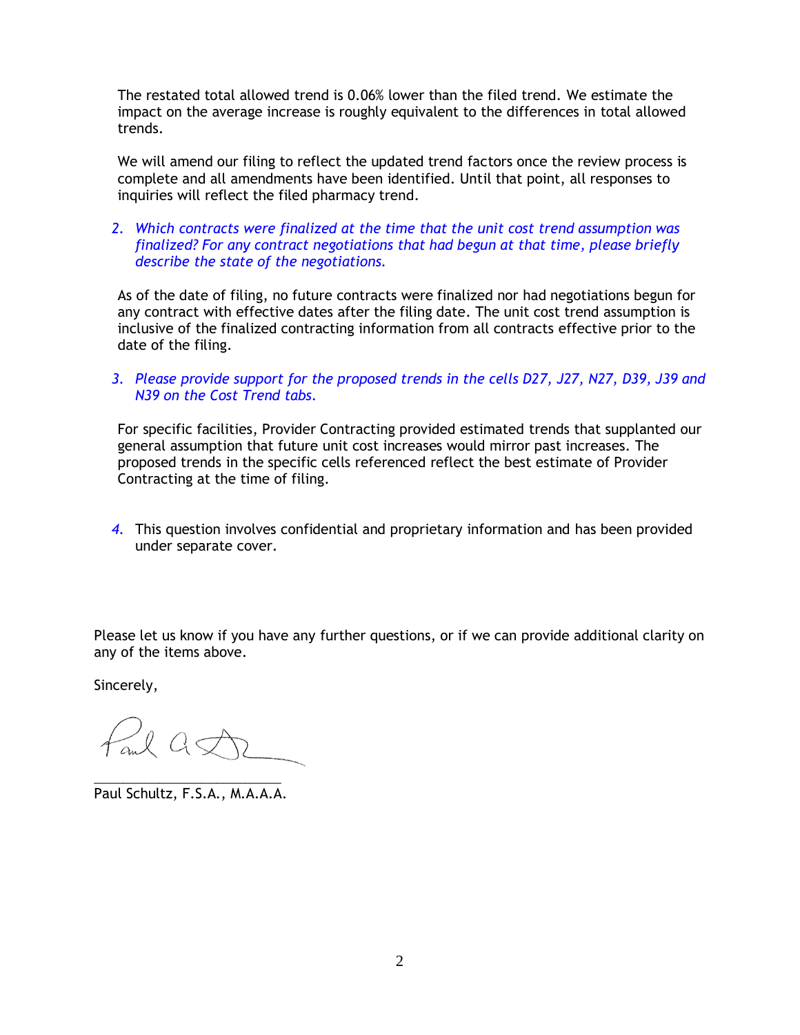The restated total allowed trend is 0.06% lower than the filed trend. We estimate the impact on the average increase is roughly equivalent to the differences in total allowed trends.

We will amend our filing to reflect the updated trend factors once the review process is complete and all amendments have been identified. Until that point, all responses to inquiries will reflect the filed pharmacy trend.

2. *Which contracts were finalized at the time that the unit cost trend assumption was finalized? For any contract negotiations that had begun at that time, please briefly describe the state of the negotiations.*

   As of the date of filing, no future contracts were finalized nor had negotiations begun for any contract with effective dates after the filing date. The unit cost trend assumption is inclusive of the finalized contracting information from all contracts effective prior to the date of the filing.

3. *Please provide support for the proposed trends in the cells D27, J27, N27, D39, J39 and N39 on the Cost Trend tabs.*

   For specific facilities, Provider Contracting provided estimated trends that supplanted our general assumption that future unit cost increases would mirror past increases. The proposed trends in the specific cells referenced reflect the best estimate of Provider Contracting at the time of filing.

4. This question involves confidential and proprietary information and has been provided under separate cover.

Please let us know if you have any further questions, or if we can provide additional clarity on any of the items above.

Sincerely,

_________________________
Paul Schultz, F.S.A., M.A.A.A.